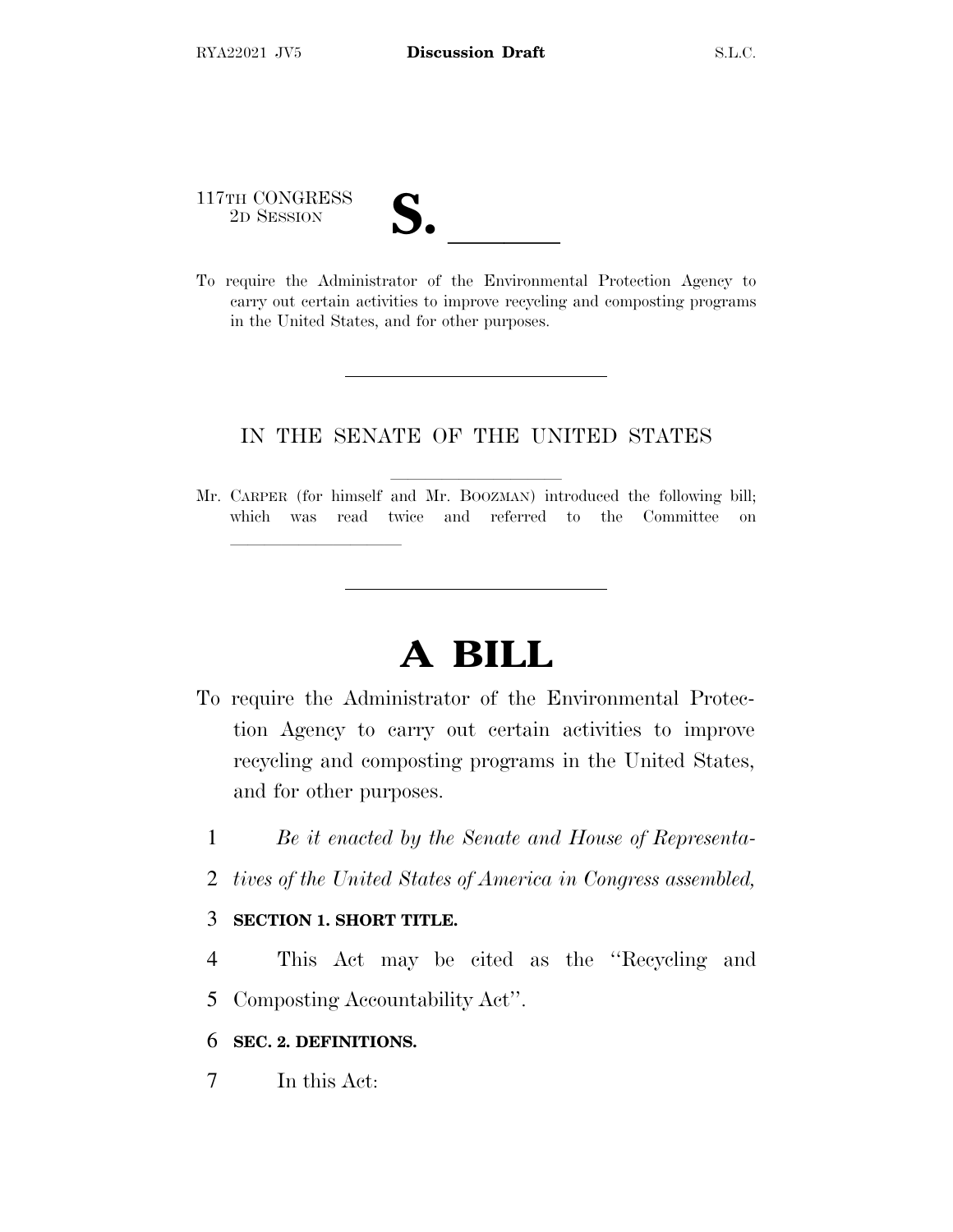117TH CONGRESS
2D SESSION

**S. \_\_\_\_\_\_**

To require the Administrator of the Environmental Protection Agency to carry out certain activities to improve recycling and composting programs in the United States, and for other purposes.

---

IN THE SENATE OF THE UNITED STATES

Mr. CARPER (for himself and Mr. BOOZMAN) introduced the following bill; which was read twice and referred to the Committee on \_\_\_\_\_\_\_\_\_\_\_\_\_\_\_\_\_\_\_\_

---

# A BILL

To require the Administrator of the Environmental Protection Agency to carry out certain activities to improve recycling and composting programs in the United States, and for other purposes.

1 *Be it enacted by the Senate and House of Representa-*
2 *tives of the United States of America in Congress assembled,*

3 **SECTION 1. SHORT TITLE.**

4 This Act may be cited as the "Recycling and
5 Composting Accountability Act".

6 **SEC. 2. DEFINITIONS.**

7 In this Act: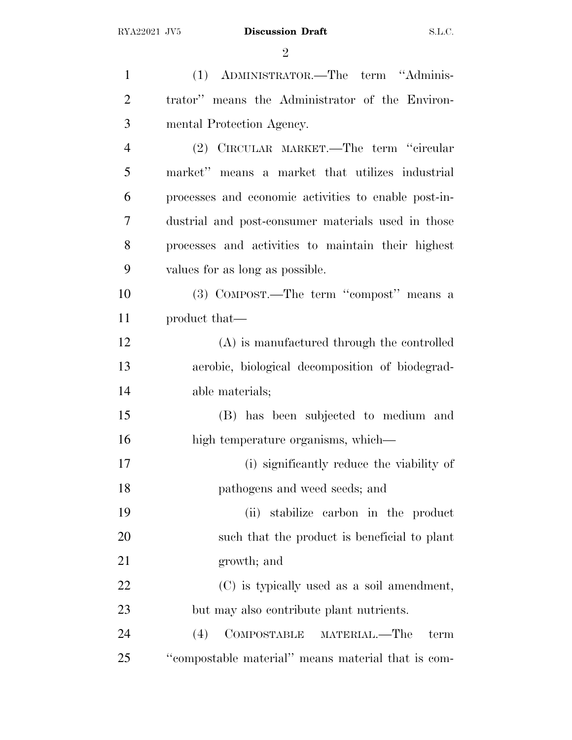(1) ADMINISTRATOR.—The term "Administrator" means the Administrator of the Environmental Protection Agency.

(2) CIRCULAR MARKET.—The term "circular market" means a market that utilizes industrial processes and economic activities to enable post-industrial and post-consumer materials used in those processes and activities to maintain their highest values for as long as possible.

(3) COMPOST.—The term "compost" means a product that—

(A) is manufactured through the controlled aerobic, biological decomposition of biodegradable materials;

(B) has been subjected to medium and high temperature organisms, which—

(i) significantly reduce the viability of pathogens and weed seeds; and

(ii) stabilize carbon in the product such that the product is beneficial to plant growth; and

(C) is typically used as a soil amendment, but may also contribute plant nutrients.

(4) COMPOSTABLE MATERIAL.—The term "compostable material" means material that is com-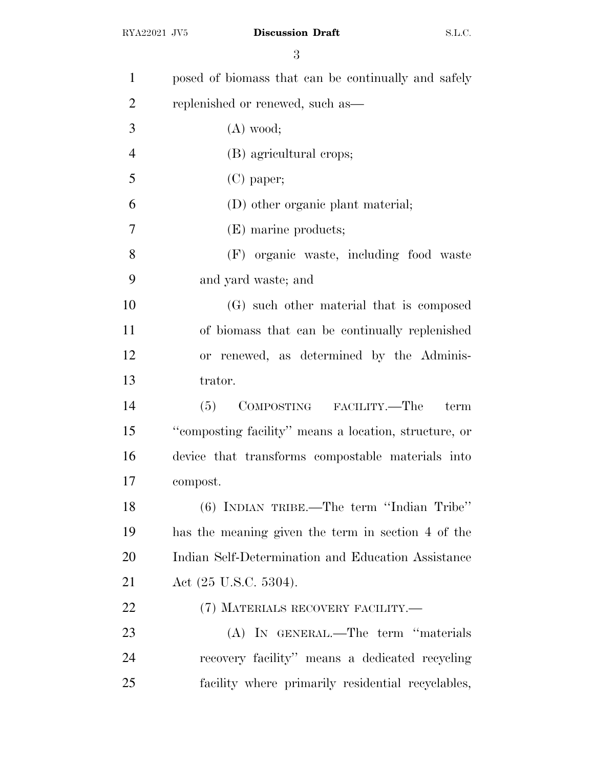posed of biomass that can be continually and safely replenished or renewed, such as—

(A) wood;

(B) agricultural crops;

(C) paper;

(D) other organic plant material;

(E) marine products;

(F) organic waste, including food waste and yard waste; and

(G) such other material that is composed of biomass that can be continually replenished or renewed, as determined by the Administrator.

(5) COMPOSTING FACILITY.—The term ''composting facility'' means a location, structure, or device that transforms compostable materials into compost.

(6) INDIAN TRIBE.—The term ''Indian Tribe'' has the meaning given the term in section 4 of the Indian Self-Determination and Education Assistance Act (25 U.S.C. 5304).

(7) MATERIALS RECOVERY FACILITY.—

(A) IN GENERAL.—The term ''materials recovery facility'' means a dedicated recycling facility where primarily residential recyclables,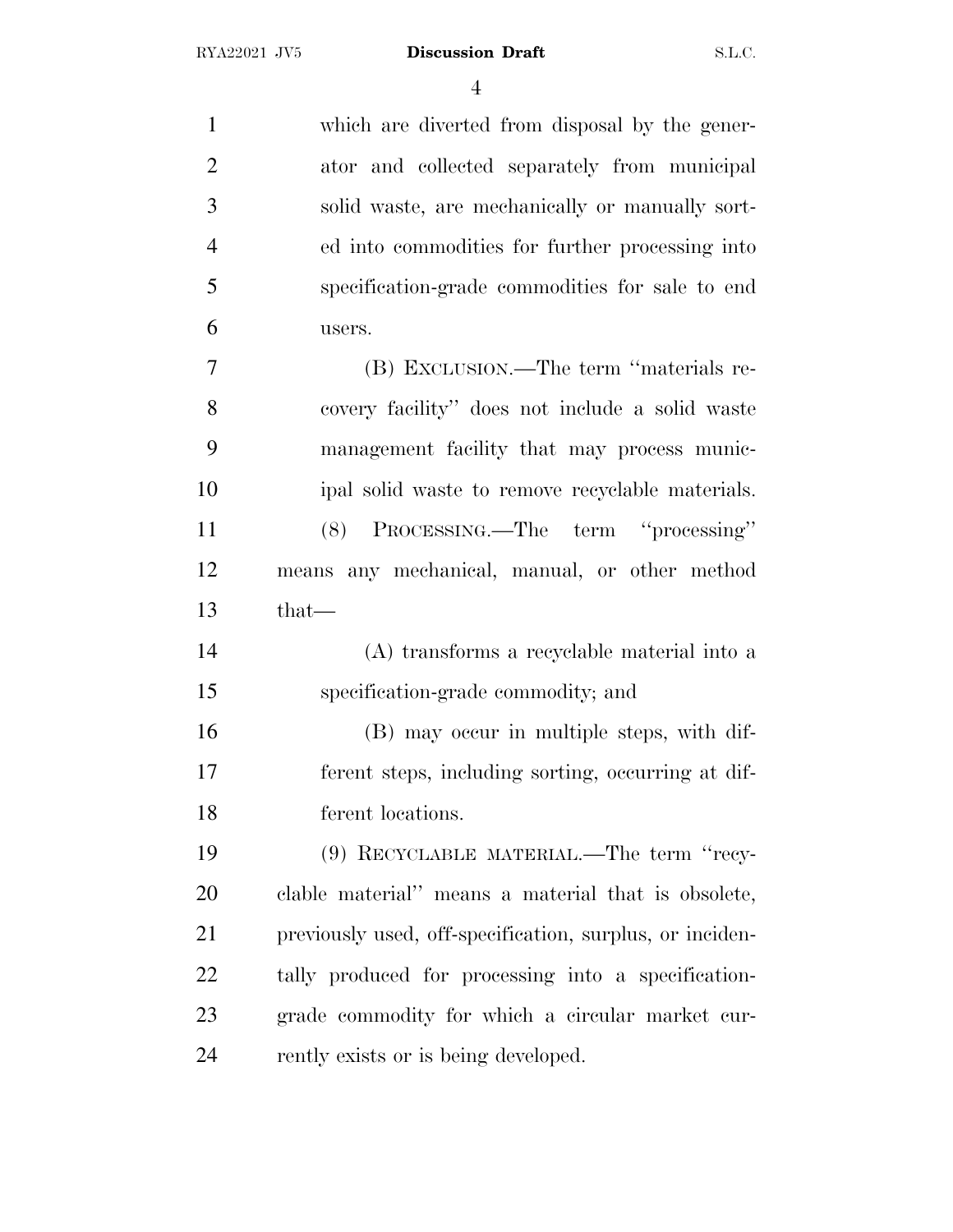which are diverted from disposal by the generator and collected separately from municipal solid waste, are mechanically or manually sorted into commodities for further processing into specification-grade commodities for sale to end users.

(B) EXCLUSION.—The term "materials recovery facility" does not include a solid waste management facility that may process municipal solid waste to remove recyclable materials.

(8) PROCESSING.—The term "processing" means any mechanical, manual, or other method that—

(A) transforms a recyclable material into a specification-grade commodity; and

(B) may occur in multiple steps, with different steps, including sorting, occurring at different locations.

(9) RECYCLABLE MATERIAL.—The term "recyclable material" means a material that is obsolete, previously used, off-specification, surplus, or incidentally produced for processing into a specification-grade commodity for which a circular market currently exists or is being developed.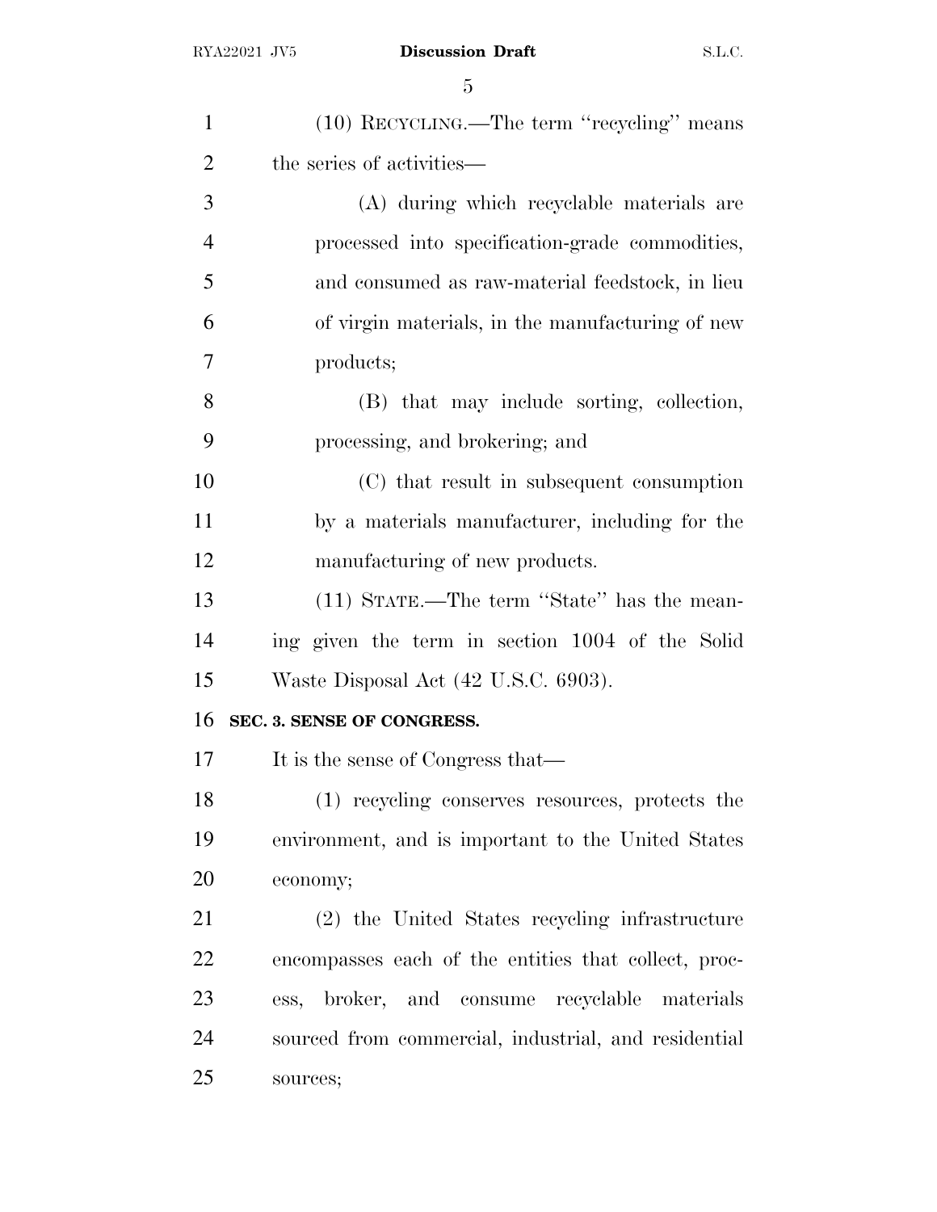(10) RECYCLING.—The term "recycling" means the series of activities—

(A) during which recyclable materials are processed into specification-grade commodities, and consumed as raw-material feedstock, in lieu of virgin materials, in the manufacturing of new products;

(B) that may include sorting, collection, processing, and brokering; and

(C) that result in subsequent consumption by a materials manufacturer, including for the manufacturing of new products.

(11) STATE.—The term "State" has the meaning given the term in section 1004 of the Solid Waste Disposal Act (42 U.S.C. 6903).

**SEC. 3. SENSE OF CONGRESS.**

It is the sense of Congress that—

(1) recycling conserves resources, protects the environment, and is important to the United States economy;

(2) the United States recycling infrastructure encompasses each of the entities that collect, process, broker, and consume recyclable materials sourced from commercial, industrial, and residential sources;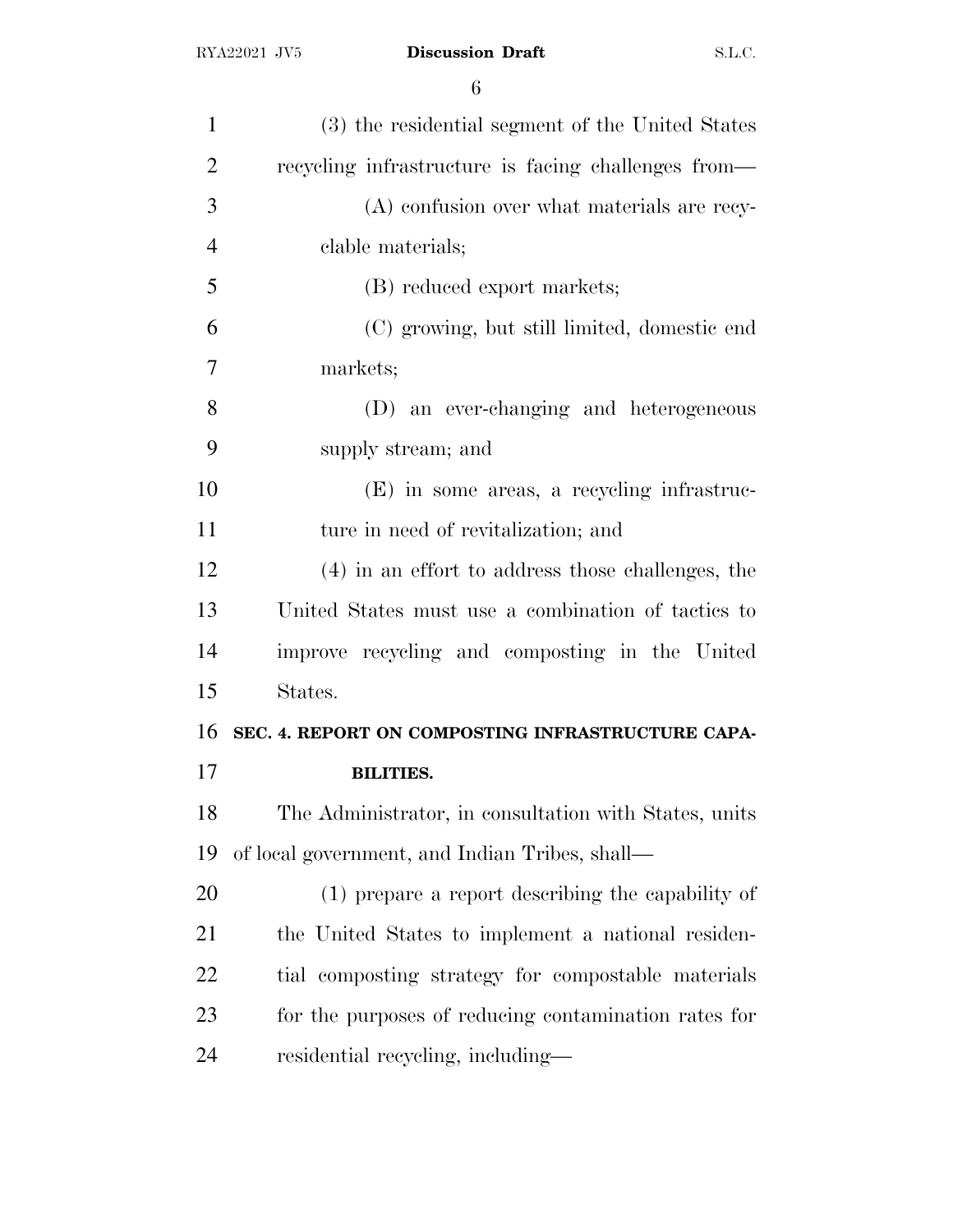(3) the residential segment of the United States recycling infrastructure is facing challenges from—

(A) confusion over what materials are recyclable materials;

(B) reduced export markets;

(C) growing, but still limited, domestic end markets;

(D) an ever-changing and heterogeneous supply stream; and

(E) in some areas, a recycling infrastructure in need of revitalization; and

(4) in an effort to address those challenges, the United States must use a combination of tactics to improve recycling and composting in the United States.

**SEC. 4. REPORT ON COMPOSTING INFRASTRUCTURE CAPABILITIES.**

The Administrator, in consultation with States, units of local government, and Indian Tribes, shall—

(1) prepare a report describing the capability of the United States to implement a national residential composting strategy for compostable materials for the purposes of reducing contamination rates for residential recycling, including—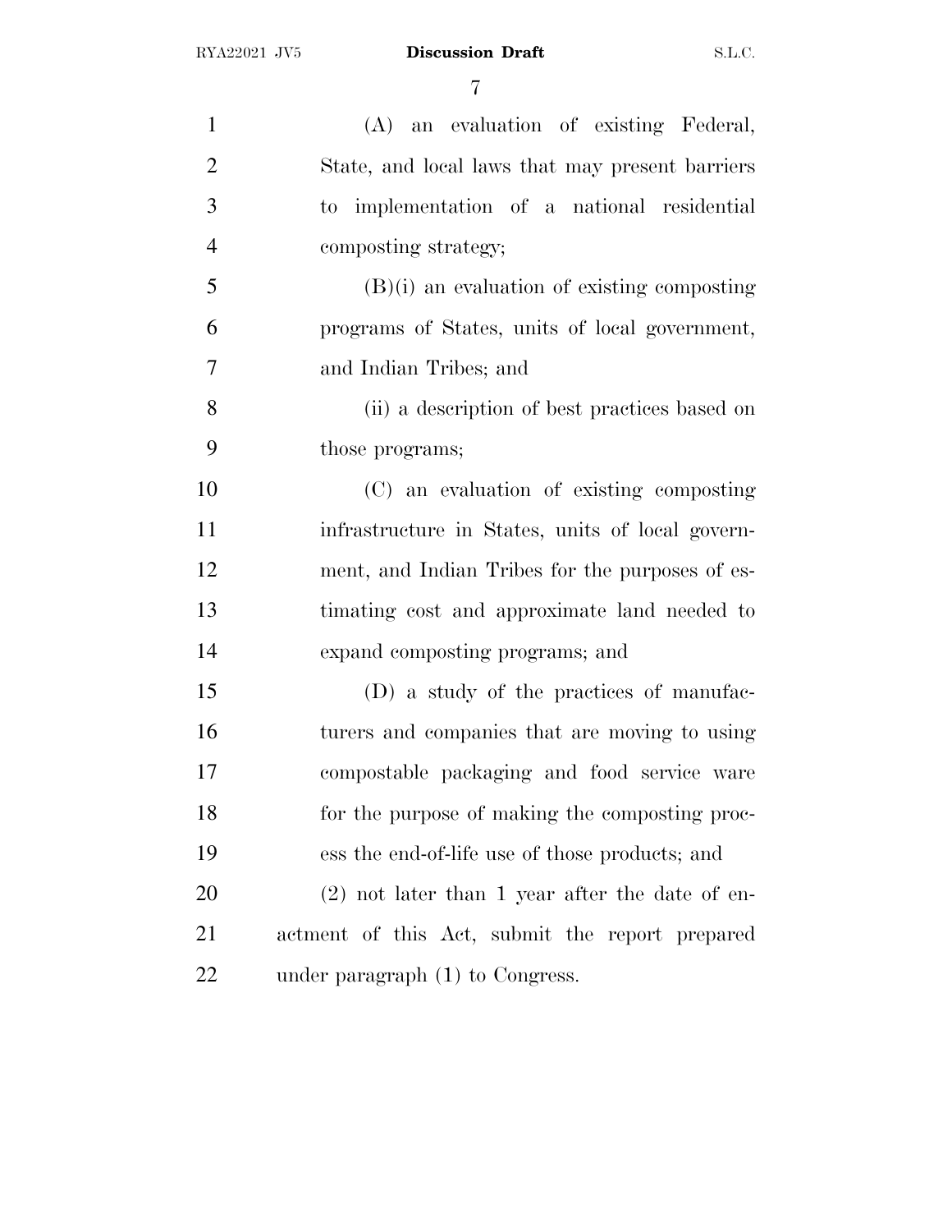(A) an evaluation of existing Federal, State, and local laws that may present barriers to implementation of a national residential composting strategy;

(B)(i) an evaluation of existing composting programs of States, units of local government, and Indian Tribes; and

(ii) a description of best practices based on those programs;

(C) an evaluation of existing composting infrastructure in States, units of local government, and Indian Tribes for the purposes of estimating cost and approximate land needed to expand composting programs; and

(D) a study of the practices of manufacturers and companies that are moving to using compostable packaging and food service ware for the purpose of making the composting process the end-of-life use of those products; and

(2) not later than 1 year after the date of enactment of this Act, submit the report prepared under paragraph (1) to Congress.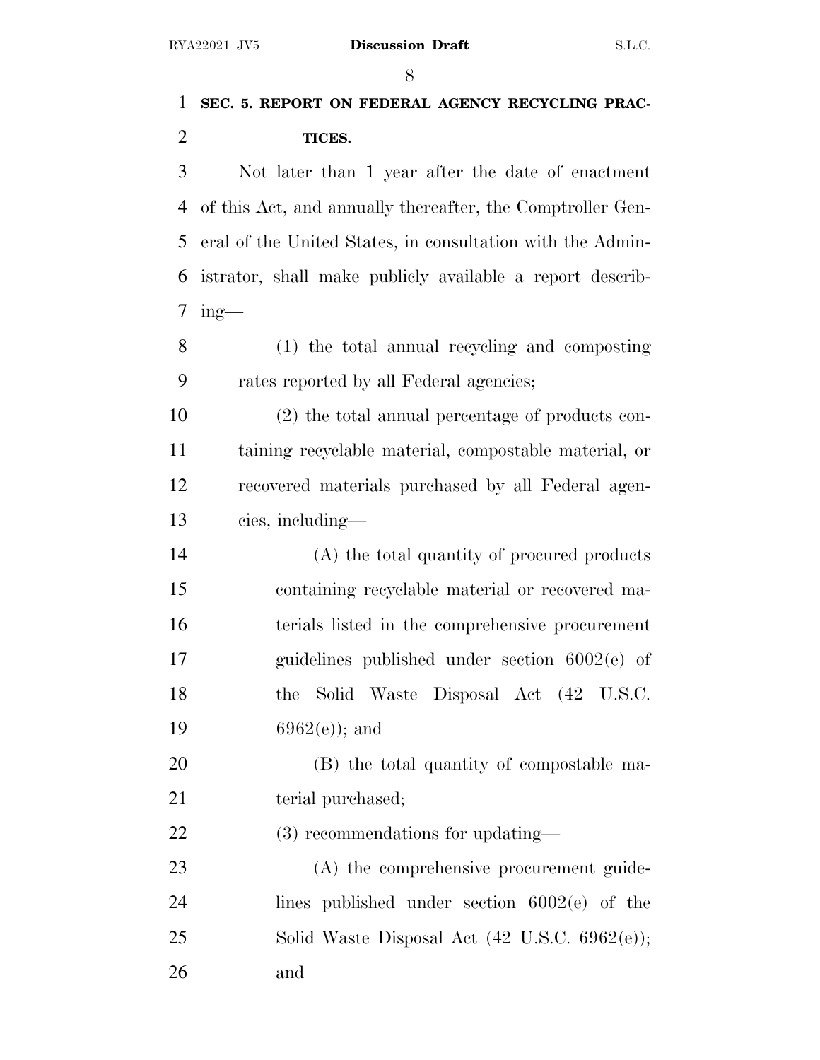**SEC. 5. REPORT ON FEDERAL AGENCY RECYCLING PRACTICES.**

Not later than 1 year after the date of enactment of this Act, and annually thereafter, the Comptroller General of the United States, in consultation with the Administrator, shall make publicly available a report describing—

(1) the total annual recycling and composting rates reported by all Federal agencies;

(2) the total annual percentage of products containing recyclable material, compostable material, or recovered materials purchased by all Federal agencies, including—

(A) the total quantity of procured products containing recyclable material or recovered materials listed in the comprehensive procurement guidelines published under section 6002(e) of the Solid Waste Disposal Act (42 U.S.C. 6962(e)); and

(B) the total quantity of compostable material purchased;

(3) recommendations for updating—

(A) the comprehensive procurement guidelines published under section 6002(e) of the Solid Waste Disposal Act (42 U.S.C. 6962(e)); and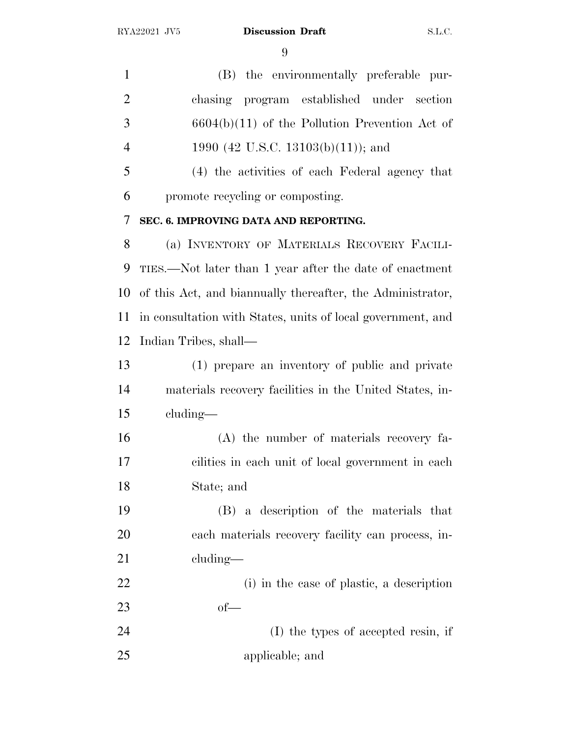(B) the environmentally preferable purchasing program established under section 6604(b)(11) of the Pollution Prevention Act of 1990 (42 U.S.C. 13103(b)(11)); and

(4) the activities of each Federal agency that promote recycling or composting.

**SEC. 6. IMPROVING DATA AND REPORTING.**

(a) INVENTORY OF MATERIALS RECOVERY FACILITIES.—Not later than 1 year after the date of enactment of this Act, and biannually thereafter, the Administrator, in consultation with States, units of local government, and Indian Tribes, shall—

(1) prepare an inventory of public and private materials recovery facilities in the United States, including—

(A) the number of materials recovery facilities in each unit of local government in each State; and

(B) a description of the materials that each materials recovery facility can process, including—

(i) in the case of plastic, a description of—

(I) the types of accepted resin, if applicable; and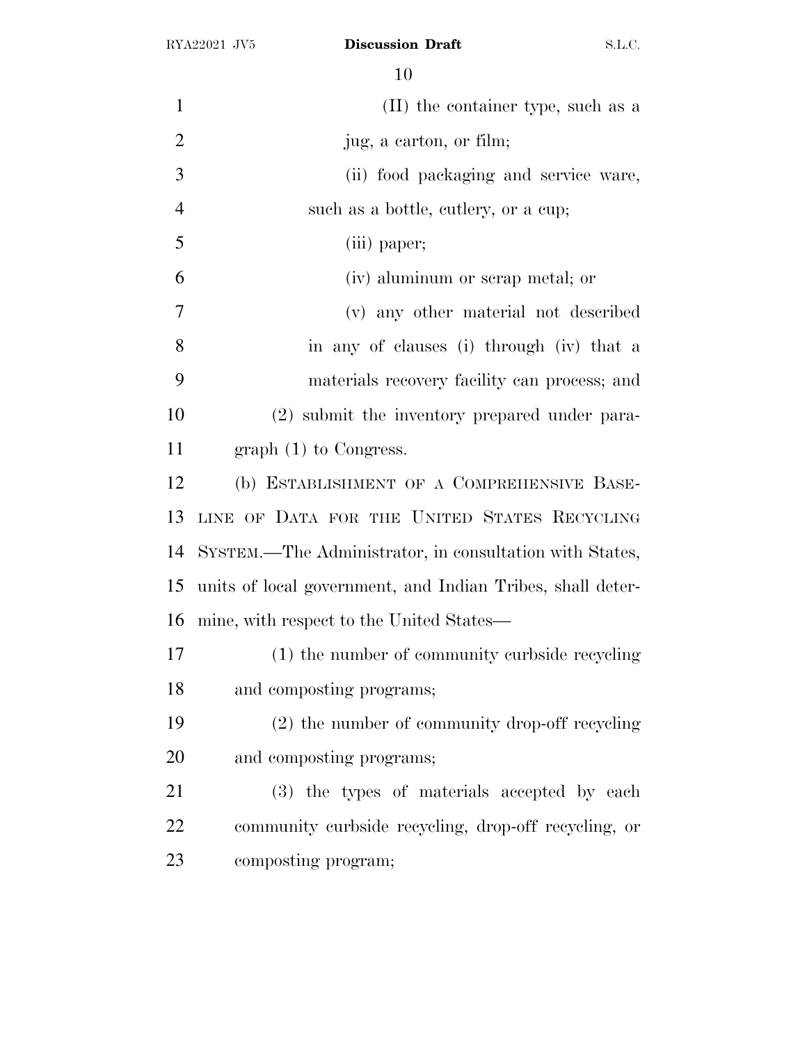(II) the container type, such as a jug, a carton, or film;

(ii) food packaging and service ware, such as a bottle, cutlery, or a cup;

(iii) paper;

(iv) aluminum or scrap metal; or

(v) any other material not described in any of clauses (i) through (iv) that a materials recovery facility can process; and

(2) submit the inventory prepared under paragraph (1) to Congress.

(b) ESTABLISHMENT OF A COMPREHENSIVE BASELINE OF DATA FOR THE UNITED STATES RECYCLING SYSTEM.—The Administrator, in consultation with States, units of local government, and Indian Tribes, shall determine, with respect to the United States—

(1) the number of community curbside recycling and composting programs;

(2) the number of community drop-off recycling and composting programs;

(3) the types of materials accepted by each community curbside recycling, drop-off recycling, or composting program;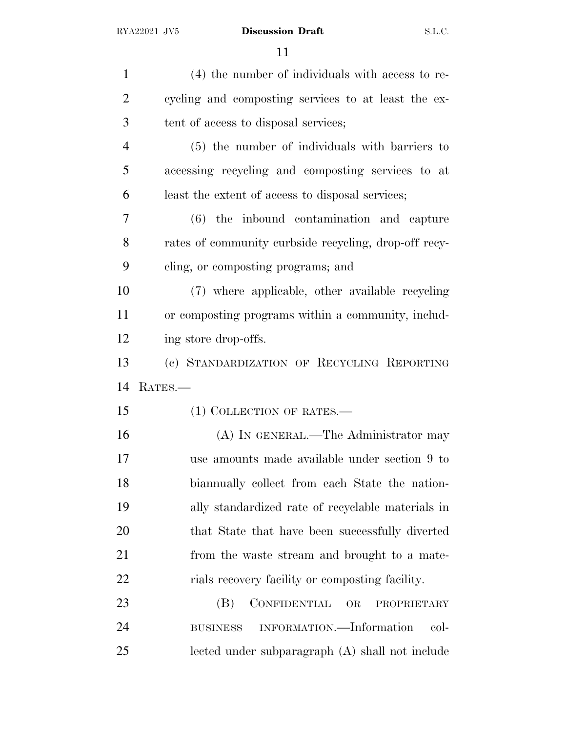(4) the number of individuals with access to recycling and composting services to at least the extent of access to disposal services;

(5) the number of individuals with barriers to accessing recycling and composting services to at least the extent of access to disposal services;

(6) the inbound contamination and capture rates of community curbside recycling, drop-off recycling, or composting programs; and

(7) where applicable, other available recycling or composting programs within a community, including store drop-offs.

(c) STANDARDIZATION OF RECYCLING REPORTING RATES.—

(1) COLLECTION OF RATES.—

(A) IN GENERAL.—The Administrator may use amounts made available under section 9 to biannually collect from each State the nationally standardized rate of recyclable materials in that State that have been successfully diverted from the waste stream and brought to a materials recovery facility or composting facility.

(B) CONFIDENTIAL OR PROPRIETARY BUSINESS INFORMATION.—Information collected under subparagraph (A) shall not include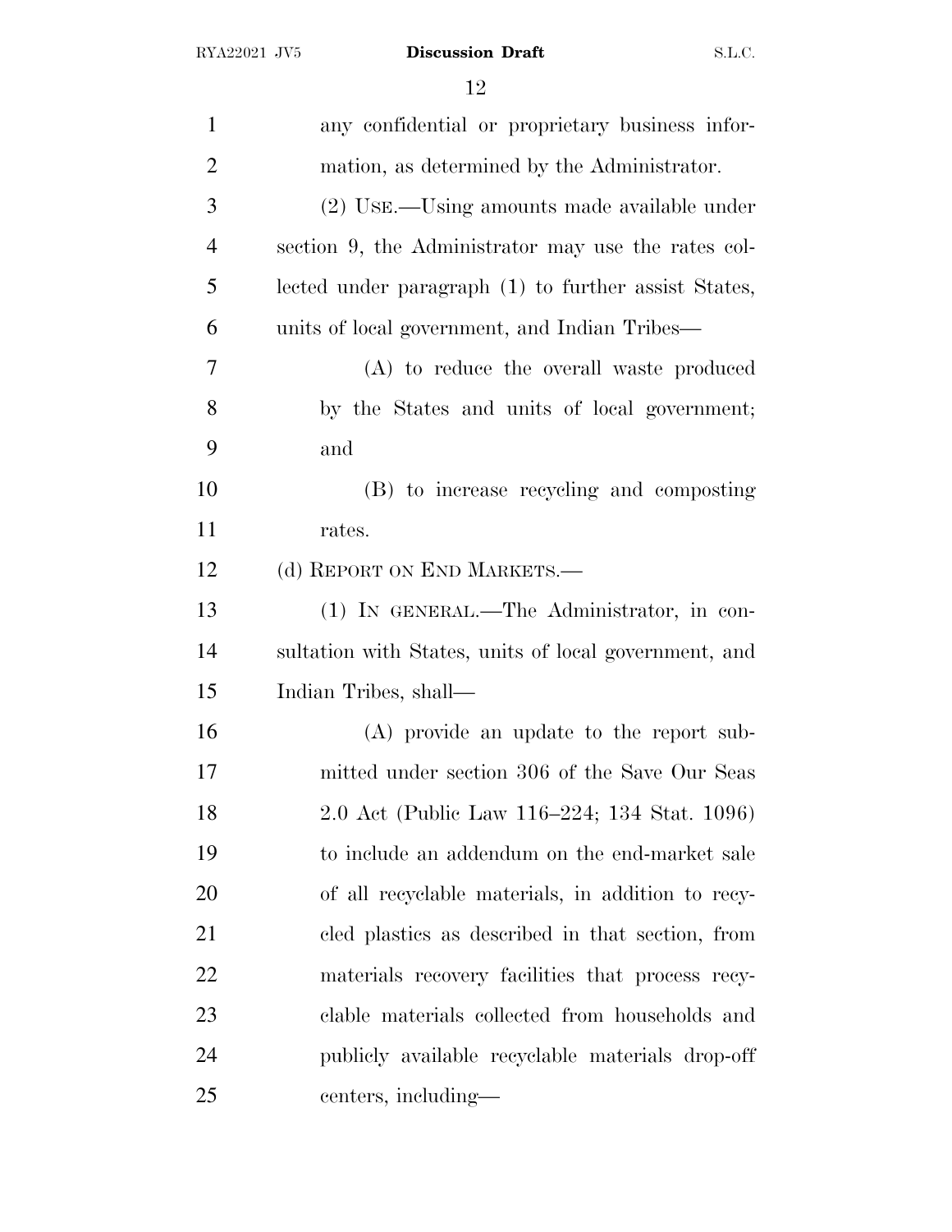any confidential or proprietary business information, as determined by the Administrator.

(2) USE.—Using amounts made available under section 9, the Administrator may use the rates collected under paragraph (1) to further assist States, units of local government, and Indian Tribes—

(A) to reduce the overall waste produced by the States and units of local government; and

(B) to increase recycling and composting rates.

(d) REPORT ON END MARKETS.—

(1) IN GENERAL.—The Administrator, in consultation with States, units of local government, and Indian Tribes, shall—

(A) provide an update to the report submitted under section 306 of the Save Our Seas 2.0 Act (Public Law 116–224; 134 Stat. 1096) to include an addendum on the end-market sale of all recyclable materials, in addition to recycled plastics as described in that section, from materials recovery facilities that process recyclable materials collected from households and publicly available recyclable materials drop-off centers, including—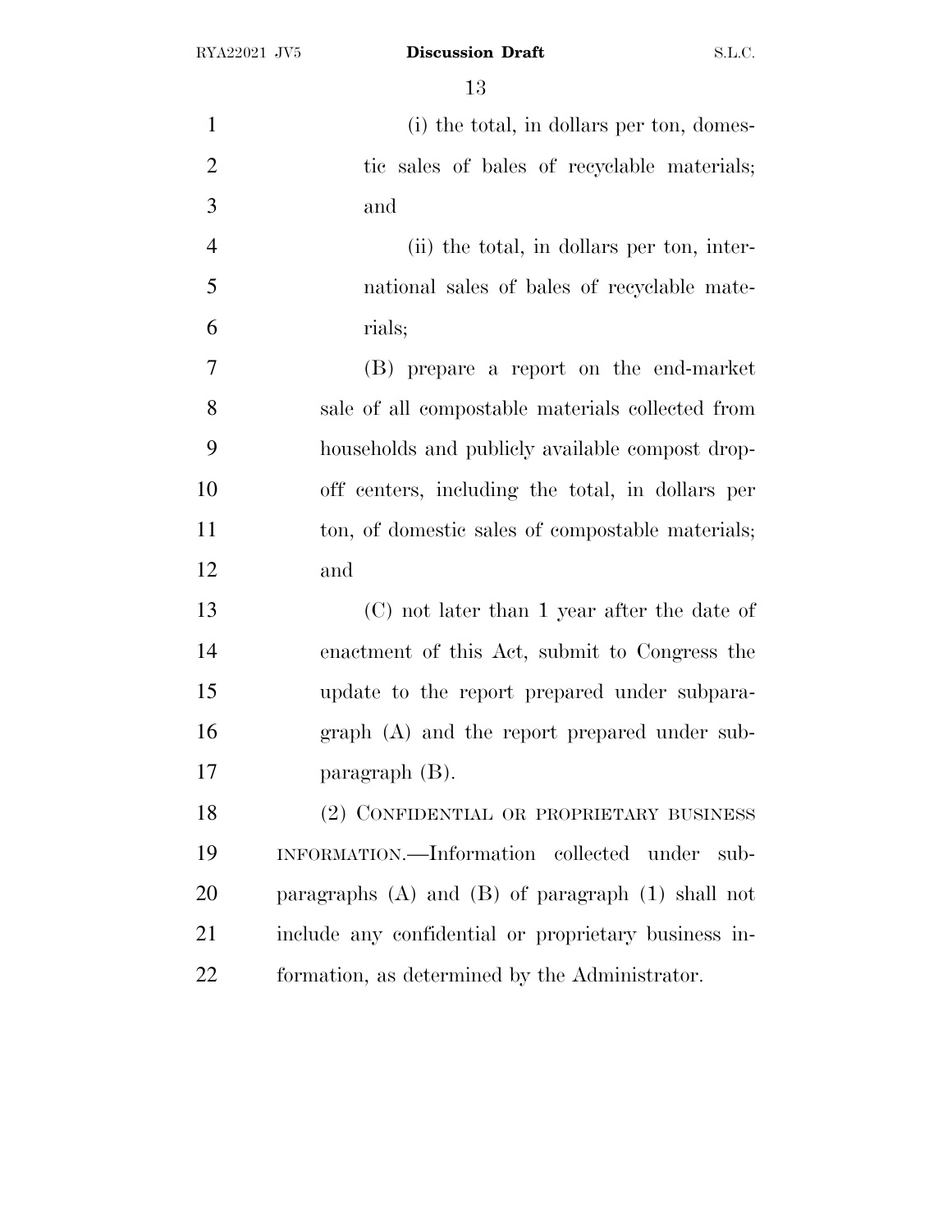(i) the total, in dollars per ton, domestic sales of bales of recyclable materials; and

(ii) the total, in dollars per ton, international sales of bales of recyclable materials;

(B) prepare a report on the end-market sale of all compostable materials collected from households and publicly available compost drop-off centers, including the total, in dollars per ton, of domestic sales of compostable materials; and

(C) not later than 1 year after the date of enactment of this Act, submit to Congress the update to the report prepared under subparagraph (A) and the report prepared under subparagraph (B).

(2) CONFIDENTIAL OR PROPRIETARY BUSINESS INFORMATION.—Information collected under subparagraphs (A) and (B) of paragraph (1) shall not include any confidential or proprietary business information, as determined by the Administrator.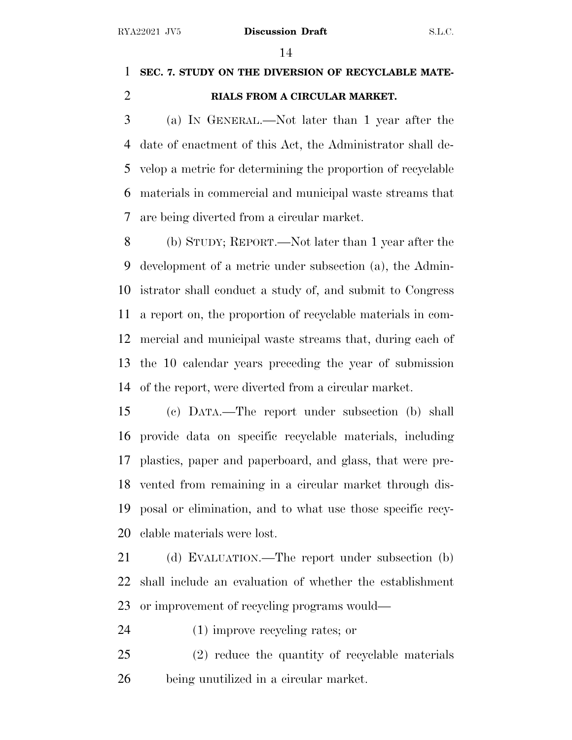## SEC. 7. STUDY ON THE DIVERSION OF RECYCLABLE MATERIALS FROM A CIRCULAR MARKET.

(a) IN GENERAL.—Not later than 1 year after the date of enactment of this Act, the Administrator shall develop a metric for determining the proportion of recyclable materials in commercial and municipal waste streams that are being diverted from a circular market.

(b) STUDY; REPORT.—Not later than 1 year after the development of a metric under subsection (a), the Administrator shall conduct a study of, and submit to Congress a report on, the proportion of recyclable materials in commercial and municipal waste streams that, during each of the 10 calendar years preceding the year of submission of the report, were diverted from a circular market.

(c) DATA.—The report under subsection (b) shall provide data on specific recyclable materials, including plastics, paper and paperboard, and glass, that were prevented from remaining in a circular market through disposal or elimination, and to what use those specific recyclable materials were lost.

(d) EVALUATION.—The report under subsection (b) shall include an evaluation of whether the establishment or improvement of recycling programs would—

(1) improve recycling rates; or

(2) reduce the quantity of recyclable materials being unutilized in a circular market.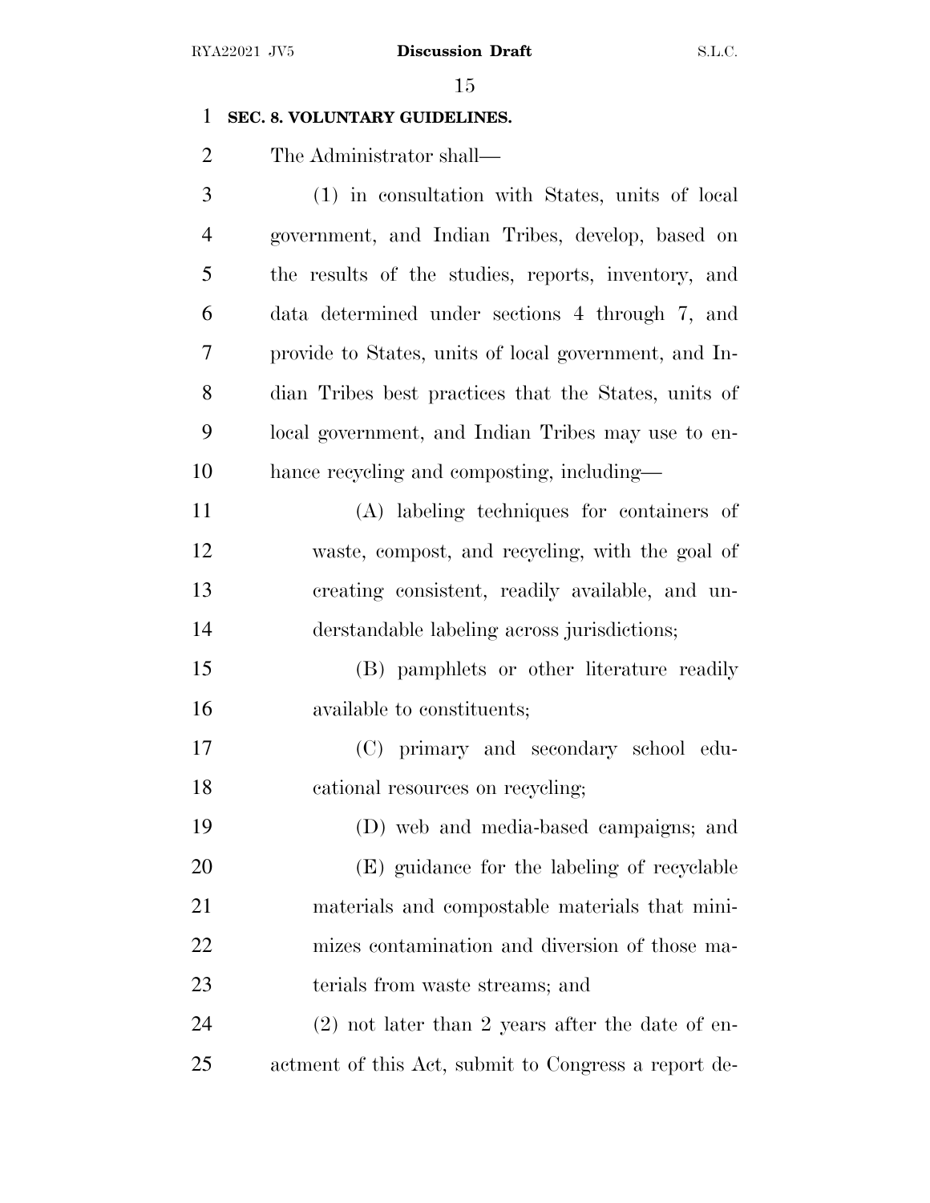**SEC. 8. VOLUNTARY GUIDELINES.**

The Administrator shall—

(1) in consultation with States, units of local government, and Indian Tribes, develop, based on the results of the studies, reports, inventory, and data determined under sections 4 through 7, and provide to States, units of local government, and Indian Tribes best practices that the States, units of local government, and Indian Tribes may use to enhance recycling and composting, including—

(A) labeling techniques for containers of waste, compost, and recycling, with the goal of creating consistent, readily available, and understandable labeling across jurisdictions;

(B) pamphlets or other literature readily available to constituents;

(C) primary and secondary school educational resources on recycling;

(D) web and media-based campaigns; and

(E) guidance for the labeling of recyclable materials and compostable materials that minimizes contamination and diversion of those materials from waste streams; and

(2) not later than 2 years after the date of enactment of this Act, submit to Congress a report de-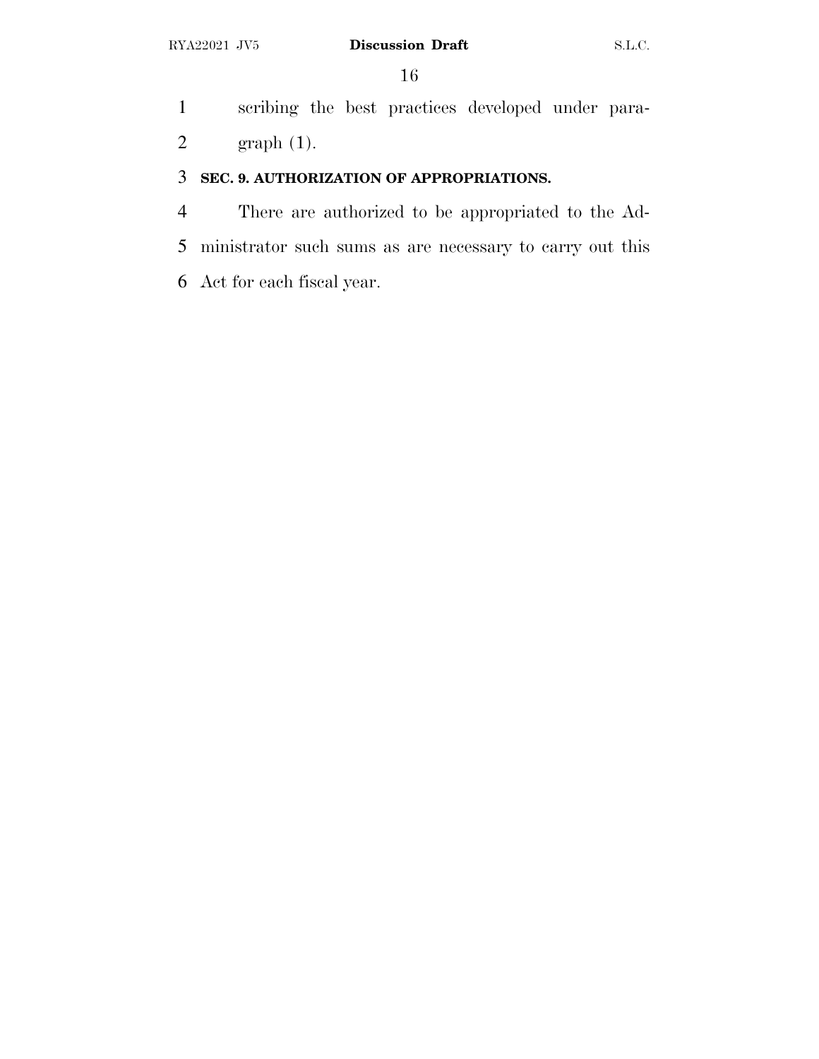scribing the best practices developed under paragraph (1).

### SEC. 9. AUTHORIZATION OF APPROPRIATIONS.

There are authorized to be appropriated to the Administrator such sums as are necessary to carry out this Act for each fiscal year.